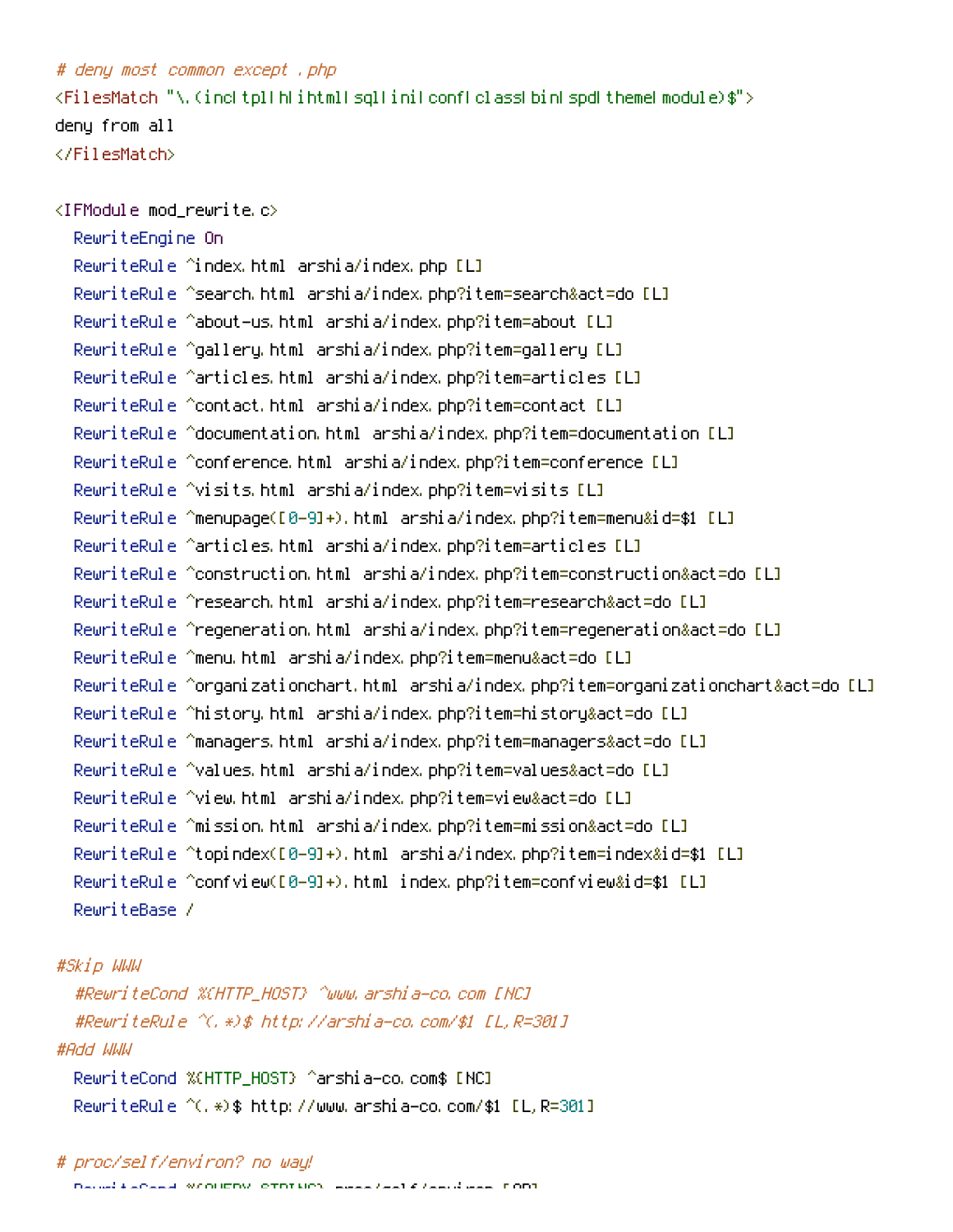```
# deny most common except .php
<FilesMatch "\.(inc|tpl|h|ihtml|sql|ini|conf|class|bin|spd|theme|module)$">
deny from all
</FilesMatch>

<IfModule mod_rewrite.c>
  RewriteEngine On
  RewriteRule ^index.html arshia/index.php [L]
  RewriteRule ^search.html arshia/index.php?item=search&act=do [L]
  RewriteRule ^about-us.html arshia/index.php?item=about [L]
  RewriteRule ^gallery.html arshia/index.php?item=gallery [L]
  RewriteRule ^articles.html arshia/index.php?item=articles [L]
  RewriteRule ^contact.html arshia/index.php?item=contact [L]
  RewriteRule ^documentation.html arshia/index.php?item=documentation [L]
  RewriteRule ^conference.html arshia/index.php?item=conference [L]
  RewriteRule ^visits.html arshia/index.php?item=visits [L]
  RewriteRule ^menupage([0-9]+).html arshia/index.php?item=menu&id=$1 [L]
  RewriteRule ^articles.html arshia/index.php?item=articles [L]
  RewriteRule ^construction.html arshia/index.php?item=construction&act=do [L]
  RewriteRule ^research.html arshia/index.php?item=research&act=do [L]
  RewriteRule ^regeneration.html arshia/index.php?item=regeneration&act=do [L]
  RewriteRule ^menu.html arshia/index.php?item=menu&act=do [L]
  RewriteRule ^organizationchart.html arshia/index.php?item=organizationchart&act=do [L]
  RewriteRule ^history.html arshia/index.php?item=history&act=do [L]
  RewriteRule ^managers.html arshia/index.php?item=managers&act=do [L]
  RewriteRule ^values.html arshia/index.php?item=values&act=do [L]
  RewriteRule ^view.html arshia/index.php?item=view&act=do [L]
  RewriteRule ^mission.html arshia/index.php?item=mission&act=do [L]
  RewriteRule ^topindex([0-9]+).html arshia/index.php?item=index&id=$1 [L]
  RewriteRule ^confview([0-9]+).html index.php?item=confview&id=$1 [L]
  RewriteBase /

#Skip WWW
  #RewriteCond %{HTTP_HOST} ^www.arshia-co.com [NC]
  #RewriteRule ^(.*)$ http://arshia-co.com/$1 [L,R=301]
#Add WWW
  RewriteCond %{HTTP_HOST} ^arshia-co.com$ [NC]
  RewriteRule ^(.*)$ http://www.arshia-co.com/$1 [L,R=301]

# proc/self/environ? no way!
```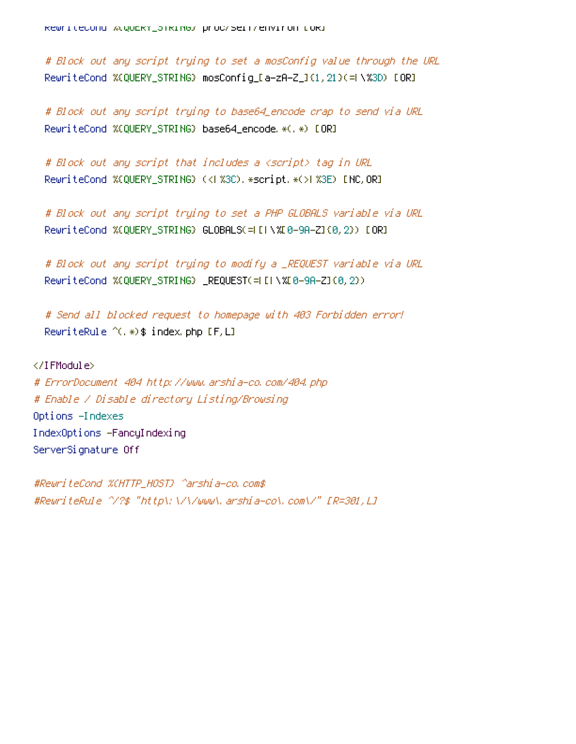```
  RewriteCond %{QUERY_STRING} proc/self/environ [OR]

  # Block out any script trying to set a mosConfig value through the URL
  RewriteCond %{QUERY_STRING} mosConfig_[a-zA-Z_]{1,21}(=|\%3D) [OR]

  # Block out any script trying to base64_encode crap to send via URL
  RewriteCond %{QUERY_STRING} base64_encode.*(.*) [OR]

  # Block out any script that includes a <script> tag in URL
  RewriteCond %{QUERY_STRING} (<|%3C).*script.*(>|%3E) [NC,OR]

  # Block out any script trying to set a PHP GLOBALS variable via URL
  RewriteCond %{QUERY_STRING} GLOBALS(=|[|\%[0-9A-Z]{0,2}) [OR]

  # Block out any script trying to modify a _REQUEST variable via URL
  RewriteCond %{QUERY_STRING} _REQUEST(=|[|\%[0-9A-Z]{0,2})

  # Send all blocked request to homepage with 403 Forbidden error!
  RewriteRule ^(.*)$ index.php [F,L]

</IFModule>
# ErrorDocument 404 http://www.arshia-co.com/404.php
# Enable / Disable directory Listing/Browsing
Options -Indexes
IndexOptions -FancyIndexing
ServerSignature Off

#RewriteCond %{HTTP_HOST} ^arshia-co.com$
#RewriteRule ^/?$ "http\:\/\/www\.arshia-co\.com\/" [R=301,L]
```